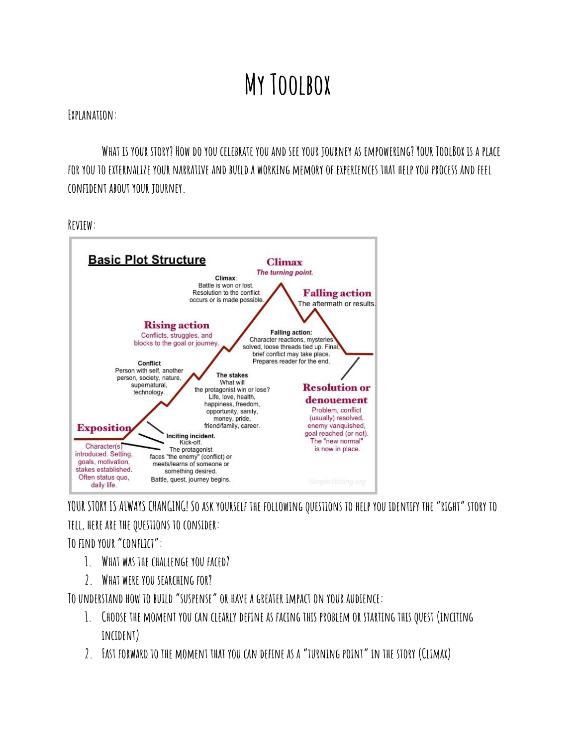# My Toolbox

Explanation:

What is your story? How do you celebrate you and see your journey as empowering? Your ToolBox is a place for you to externalize your narrative and build a working memory of experiences that help you process and feel confident about your journey.

Review:

**Basic Plot Structure**

**Exposition**
Character(s) introduced. Setting, goals, motivation, stakes established. Often status quo, daily life.

**Inciting incident.**
Kick-off.
The protagonist faces "the enemy" (conflict) or meets/learns of someone or something desired.
Battle, quest, journey begins.

**Conflict**
Person with self, another person, society, nature, supernatural, technology.

**Rising action**
Conflicts, struggles, and blocks to the goal or journey.

**The stakes**
What will the protagonist win or lose?
Life, love, health, happiness, freedom, opportunity, sanity, money, pride, friend/family, career.

**Climax**
*The turning point.*

**Climax:**
Battle is won or lost. Resolution to the conflict occurs or is made possible.

**Falling action**
The aftermath or results.

**Falling action:**
Character reactions, mysteries solved, loose threads tied up. Final, brief conflict may take place. Prepares reader for the end.

**Resolution or denouement**
Problem, conflict (usually) resolved, enemy vanquished, goal reached (or not). The "new normal" is now in place.

SimpleWriting.org

YOUR STORY IS ALWAYS CHANGING! So ask yourself the following questions to help you identify the "right" story to tell, here are the questions to consider:

To find your "conflict":

1. What was the challenge you faced?
2. What were you searching for?

To understand how to build "suspense" or have a greater impact on your audience:

1. Choose the moment you can clearly define as facing this problem or starting this quest (Inciting Incident)
2. Fast forward to the moment that you can define as a "turning point" in the story (Climax)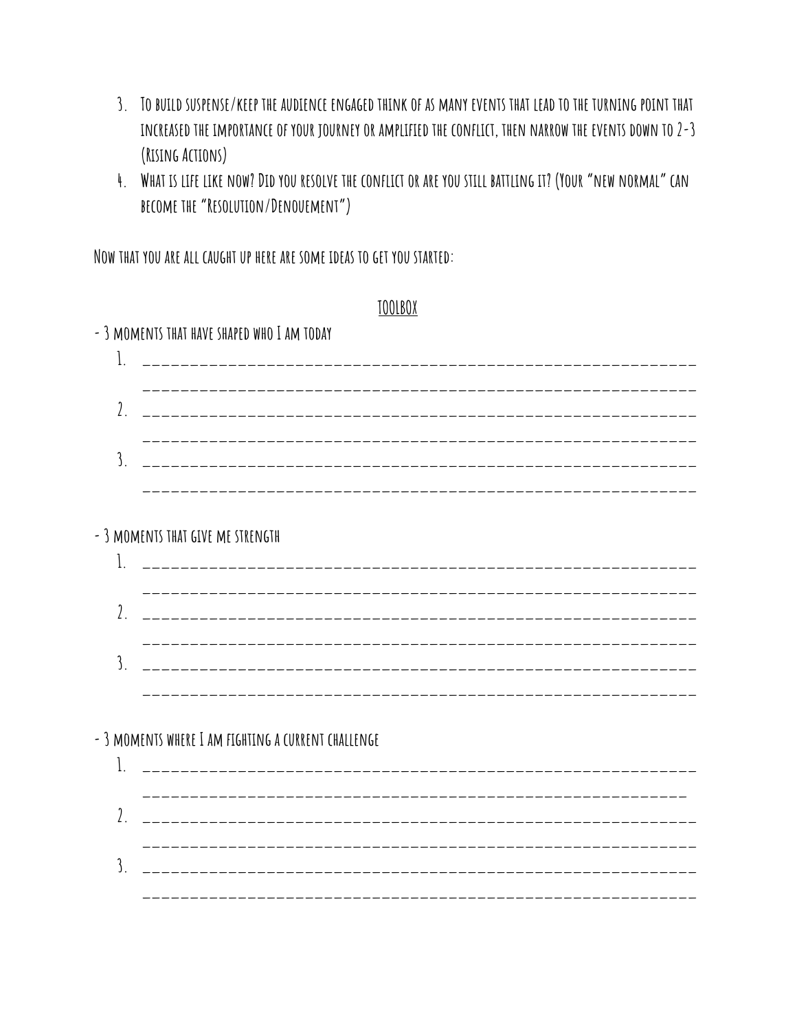3. To build suspense/keep the audience engaged think of as many events that lead to the turning point that increased the importance of your journey or amplified the conflict, then narrow the events down to 2-3 (Rising Actions)
4. What is life like now? Did you resolve the conflict or are you still battling it? (Your "new normal" can become the "Resolution/Denouement")

Now that you are all caught up here are some ideas to get you started:

<u>TOOLBOX</u>

- 3 moments that have shaped who I am today

1. ____________________________________________________________
   ____________________________________________________________
2. ____________________________________________________________
   ____________________________________________________________
3. ____________________________________________________________
   ____________________________________________________________

- 3 moments that give me strength

1. ____________________________________________________________
   ____________________________________________________________
2. ____________________________________________________________
   ____________________________________________________________
3. ____________________________________________________________
   ____________________________________________________________

- 3 moments where I am fighting a current challenge

1. ____________________________________________________________
   ____________________________________________________________
2. ____________________________________________________________
   ____________________________________________________________
3. ____________________________________________________________
   ____________________________________________________________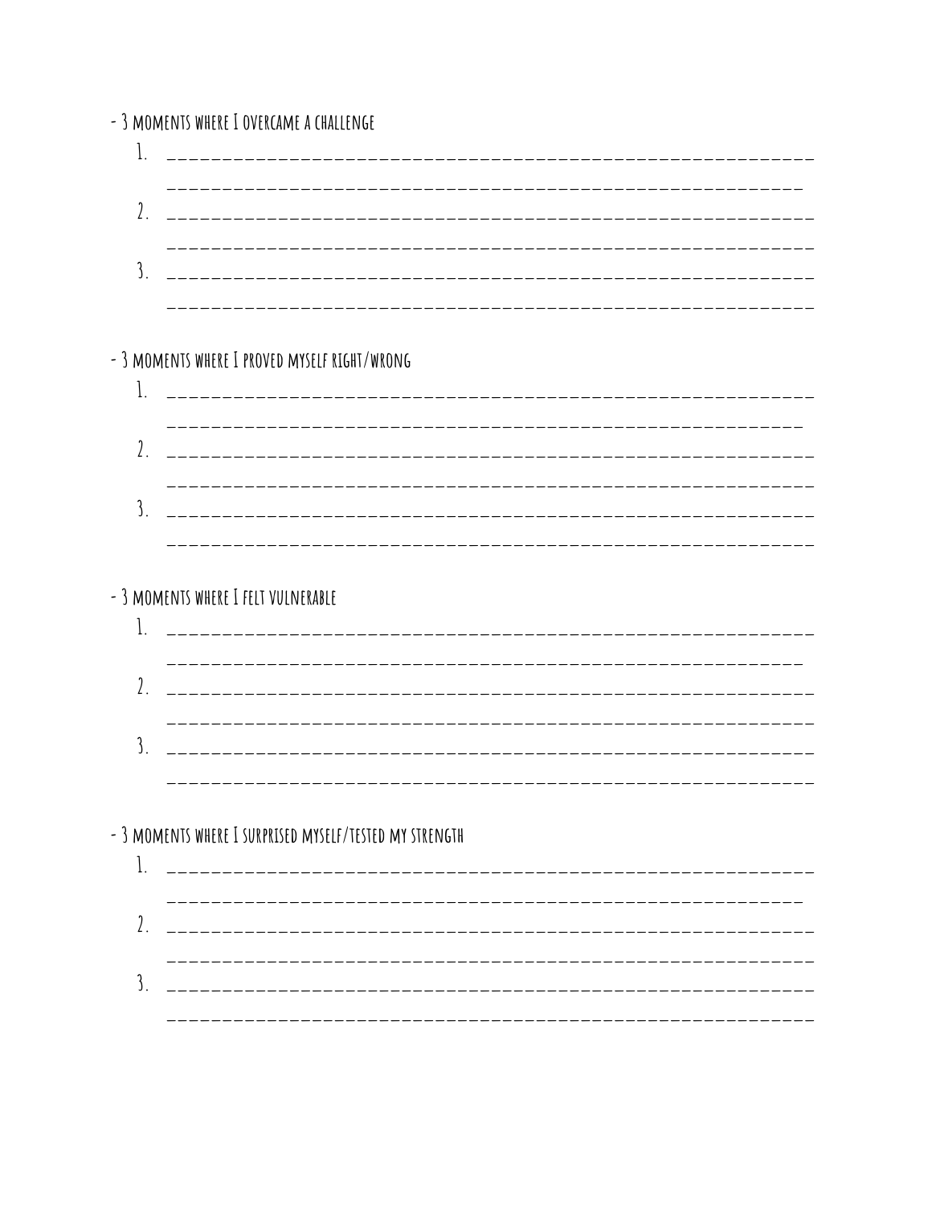- 3 MOMENTS WHERE I OVERCAME A CHALLENGE

1. ______________________________________________________________
   ______________________________________________________________
2. ______________________________________________________________
   ______________________________________________________________
3. ______________________________________________________________
   ______________________________________________________________

- 3 MOMENTS WHERE I PROVED MYSELF RIGHT/WRONG

1. ______________________________________________________________
   ______________________________________________________________
2. ______________________________________________________________
   ______________________________________________________________
3. ______________________________________________________________
   ______________________________________________________________

- 3 MOMENTS WHERE I FELT VULNERABLE

1. ______________________________________________________________
   ______________________________________________________________
2. ______________________________________________________________
   ______________________________________________________________
3. ______________________________________________________________
   ______________________________________________________________

- 3 MOMENTS WHERE I SURPRISED MYSELF/TESTED MY STRENGTH

1. ______________________________________________________________
   ______________________________________________________________
2. ______________________________________________________________
   ______________________________________________________________
3. ______________________________________________________________
   ______________________________________________________________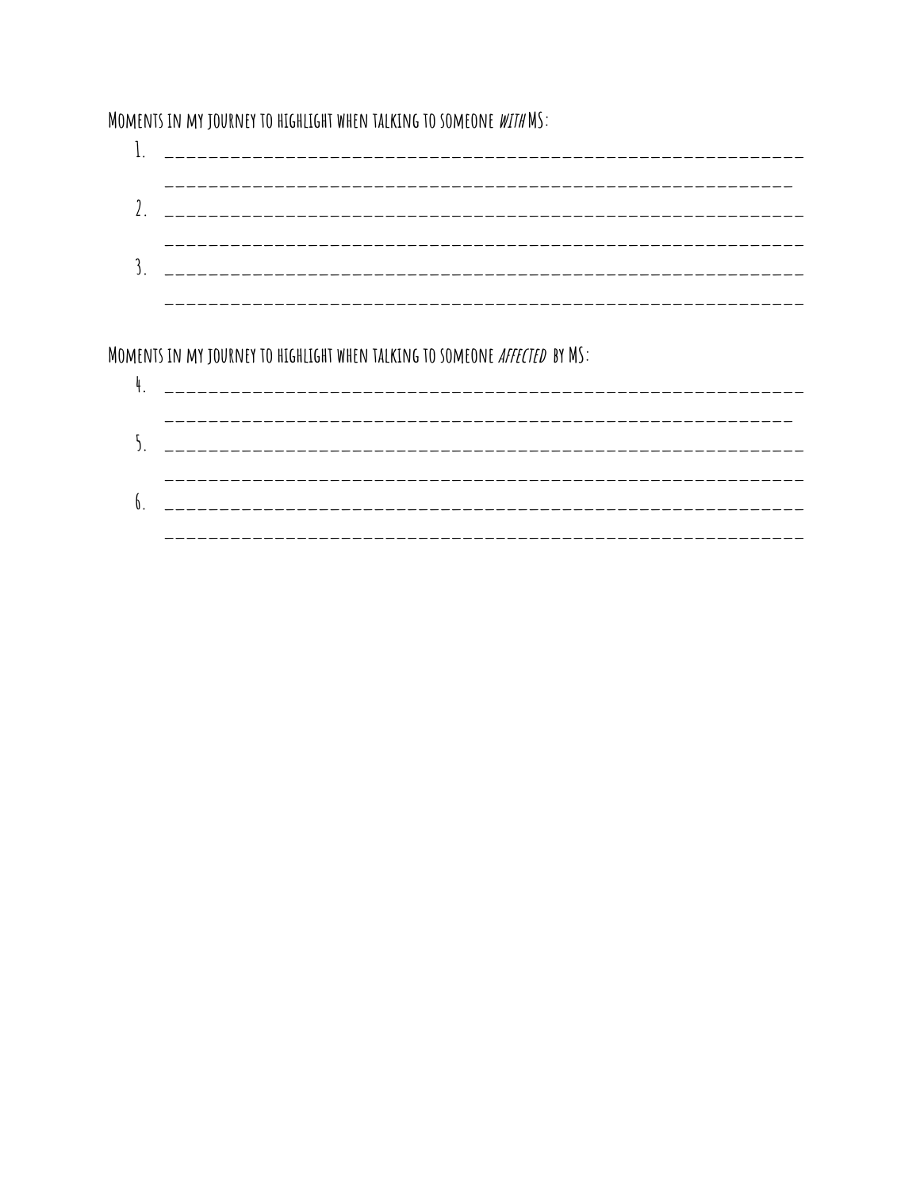Moments in my journey to highlight when talking to someone *with* MS:

1. ____________________________________________________________
   ___________________________________________________________
2. ____________________________________________________________
   ____________________________________________________________
3. ____________________________________________________________
   ____________________________________________________________

Moments in my journey to highlight when talking to someone *affected* by MS:

4. ____________________________________________________________
   ___________________________________________________________
5. ____________________________________________________________
   ____________________________________________________________
6. ____________________________________________________________
   ____________________________________________________________